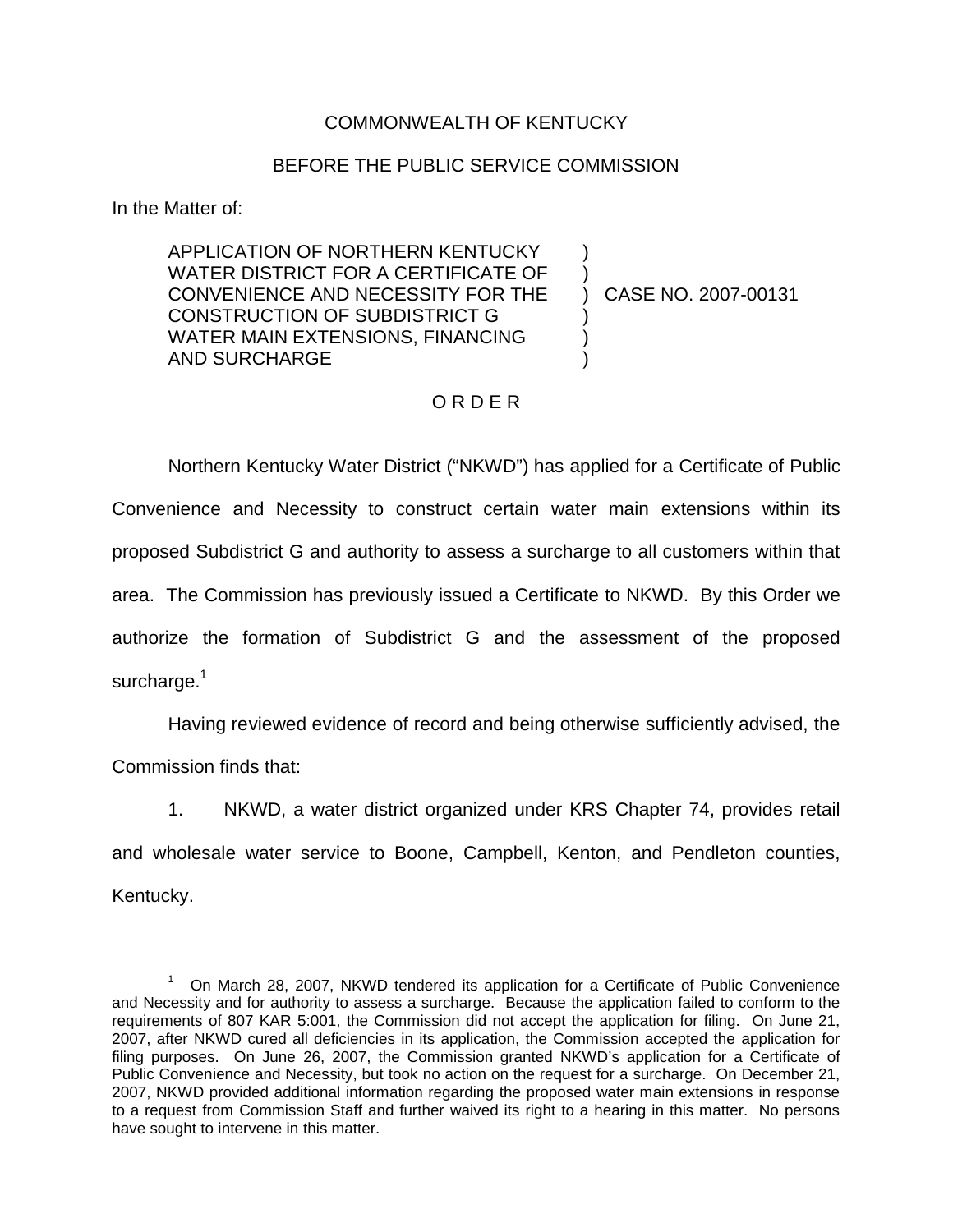COMMONWEALTH OF KENTUCKY

BEFORE THE PUBLIC SERVICE COMMISSION

In the Matter of:

| | | |
|---|---|---|
| APPLICATION OF NORTHERN KENTUCKY WATER DISTRICT FOR A CERTIFICATE OF CONVENIENCE AND NECESSITY FOR THE CONSTRUCTION OF SUBDISTRICT G WATER MAIN EXTENSIONS, FINANCING AND SURCHARGE | ) | CASE NO. 2007-00131 |

O R D E R

Northern Kentucky Water District ("NKWD") has applied for a Certificate of Public Convenience and Necessity to construct certain water main extensions within its proposed Subdistrict G and authority to assess a surcharge to all customers within that area. The Commission has previously issued a Certificate to NKWD. By this Order we authorize the formation of Subdistrict G and the assessment of the proposed surcharge.[1]

Having reviewed evidence of record and being otherwise sufficiently advised, the Commission finds that:

1. NKWD, a water district organized under KRS Chapter 74, provides retail and wholesale water service to Boone, Campbell, Kenton, and Pendleton counties, Kentucky.

[1] On March 28, 2007, NKWD tendered its application for a Certificate of Public Convenience and Necessity and for authority to assess a surcharge. Because the application failed to conform to the requirements of 807 KAR 5:001, the Commission did not accept the application for filing. On June 21, 2007, after NKWD cured all deficiencies in its application, the Commission accepted the application for filing purposes. On June 26, 2007, the Commission granted NKWD's application for a Certificate of Public Convenience and Necessity, but took no action on the request for a surcharge. On December 21, 2007, NKWD provided additional information regarding the proposed water main extensions in response to a request from Commission Staff and further waived its right to a hearing in this matter. No persons have sought to intervene in this matter.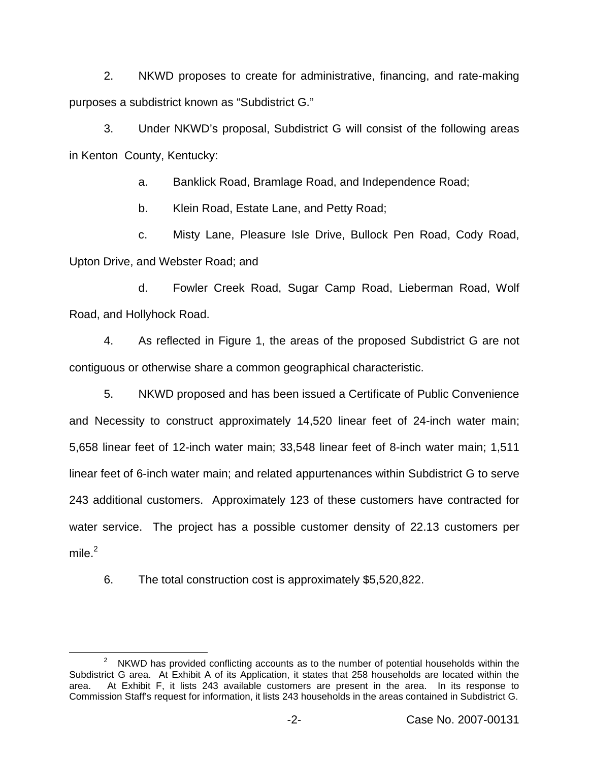2. NKWD proposes to create for administrative, financing, and rate-making purposes a subdistrict known as "Subdistrict G."

3. Under NKWD's proposal, Subdistrict G will consist of the following areas in Kenton County, Kentucky:

   a. Banklick Road, Bramlage Road, and Independence Road;

   b. Klein Road, Estate Lane, and Petty Road;

   c. Misty Lane, Pleasure Isle Drive, Bullock Pen Road, Cody Road, Upton Drive, and Webster Road; and

   d. Fowler Creek Road, Sugar Camp Road, Lieberman Road, Wolf Road, and Hollyhock Road.

4. As reflected in Figure 1, the areas of the proposed Subdistrict G are not contiguous or otherwise share a common geographical characteristic.

5. NKWD proposed and has been issued a Certificate of Public Convenience and Necessity to construct approximately 14,520 linear feet of 24-inch water main; 5,658 linear feet of 12-inch water main; 33,548 linear feet of 8-inch water main; 1,511 linear feet of 6-inch water main; and related appurtenances within Subdistrict G to serve 243 additional customers. Approximately 123 of these customers have contracted for water service. The project has a possible customer density of 22.13 customers per mile.[2]

6. The total construction cost is approximately $5,520,822.

---

[2] NKWD has provided conflicting accounts as to the number of potential households within the Subdistrict G area. At Exhibit A of its Application, it states that 258 households are located within the area. At Exhibit F, it lists 243 available customers are present in the area. In its response to Commission Staff's request for information, it lists 243 households in the areas contained in Subdistrict G.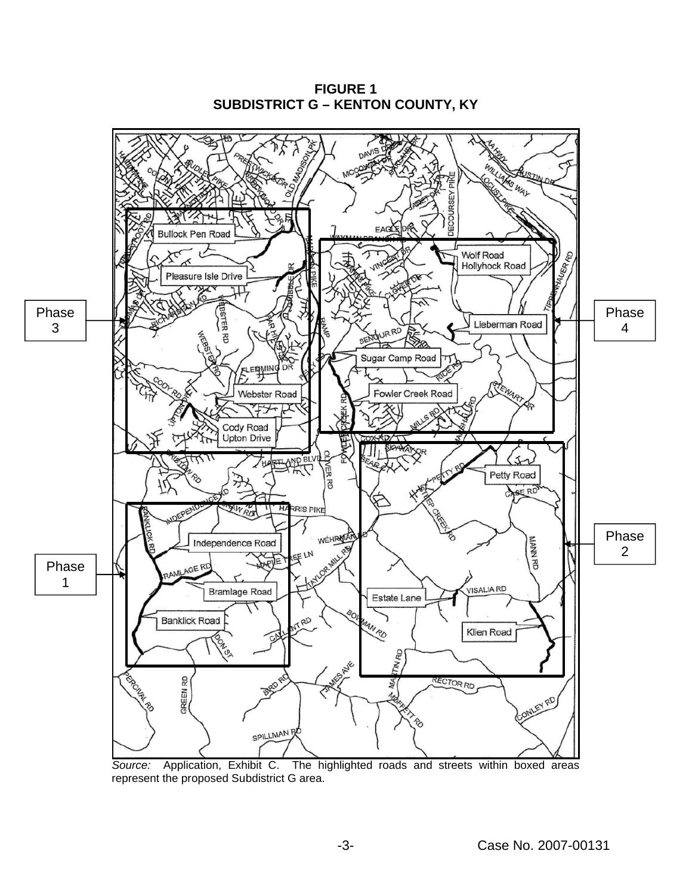**FIGURE 1**
**SUBDISTRICT G – KENTON COUNTY, KY**

Phase 3

Bullock Pen Road

Pleasure Isle Drive

Webster Road

Cody Road
Upton Drive

Phase 4

Wolf Road
Hollyhock Road

Lieberman Road

Sugar Camp Road

Fowler Creek Road

Phase 2

Petty Road

Estate Lane

Klien Road

Phase 1

Independence Road

Bramlage Road

Banklick Road

*Source:* Application, Exhibit C. The highlighted roads and streets within boxed areas represent the proposed Subdistrict G area.

Case No. 2007-00131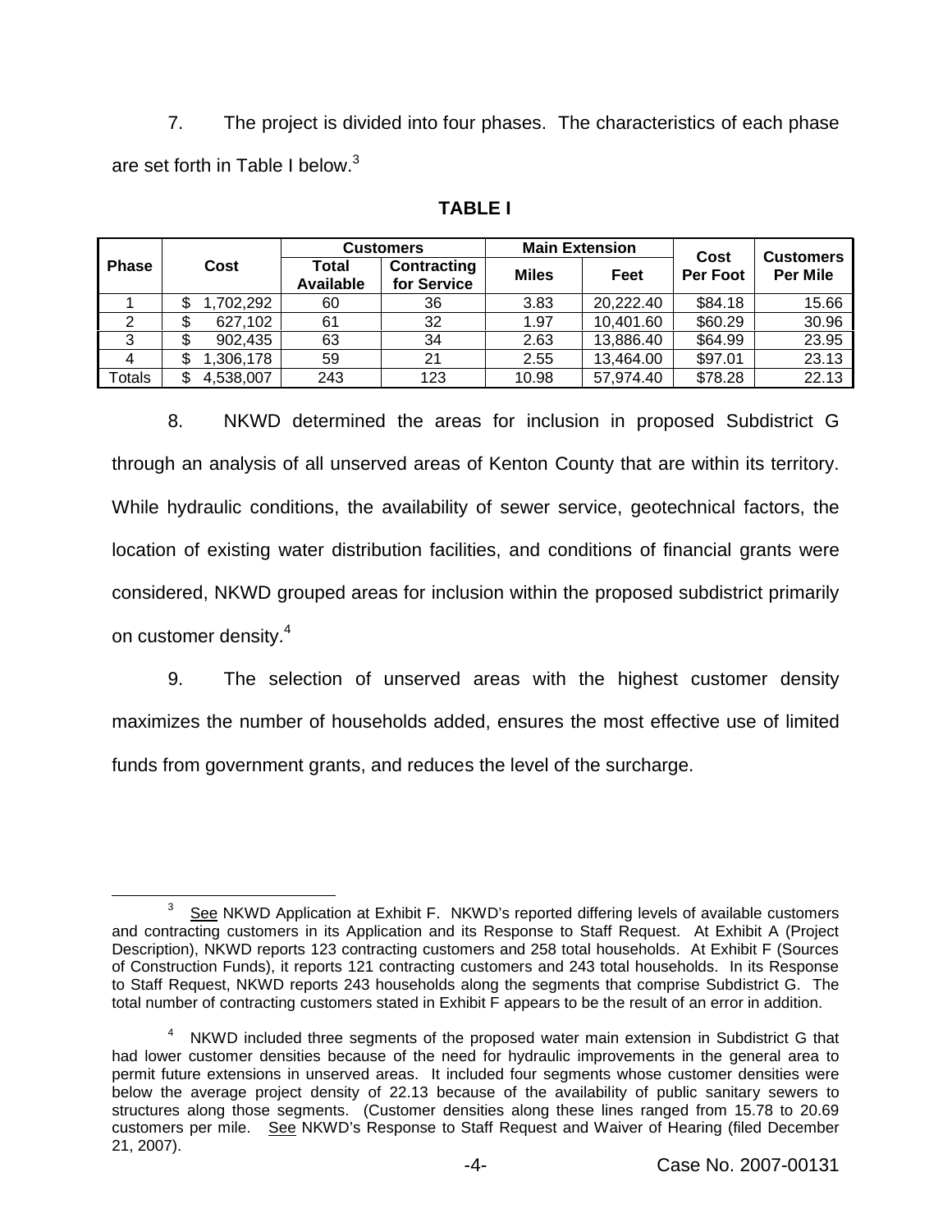7. The project is divided into four phases. The characteristics of each phase are set forth in Table I below.[3]

**TABLE I**

| Phase | Cost | Customers | | Main Extension | | Cost Per Foot | Customers Per Mile |
|---|---|---|---|---|---|---|---|
| | | Total Available | Contracting for Service | Miles | Feet | | |
| 1 | $ 1,702,292 | 60 | 36 | 3.83 | 20,222.40 | $84.18 | 15.66 |
| 2 | $ 627,102 | 61 | 32 | 1.97 | 10,401.60 | $60.29 | 30.96 |
| 3 | $ 902,435 | 63 | 34 | 2.63 | 13,886.40 | $64.99 | 23.95 |
| 4 | $ 1,306,178 | 59 | 21 | 2.55 | 13,464.00 | $97.01 | 23.13 |
| Totals | $ 4,538,007 | 243 | 123 | 10.98 | 57,974.40 | $78.28 | 22.13 |

8. NKWD determined the areas for inclusion in proposed Subdistrict G through an analysis of all unserved areas of Kenton County that are within its territory. While hydraulic conditions, the availability of sewer service, geotechnical factors, the location of existing water distribution facilities, and conditions of financial grants were considered, NKWD grouped areas for inclusion within the proposed subdistrict primarily on customer density.[4]

9. The selection of unserved areas with the highest customer density maximizes the number of households added, ensures the most effective use of limited funds from government grants, and reduces the level of the surcharge.

---

[3] See NKWD Application at Exhibit F. NKWD's reported differing levels of available customers and contracting customers in its Application and its Response to Staff Request. At Exhibit A (Project Description), NKWD reports 123 contracting customers and 258 total households. At Exhibit F (Sources of Construction Funds), it reports 121 contracting customers and 243 total households. In its Response to Staff Request, NKWD reports 243 households along the segments that comprise Subdistrict G. The total number of contracting customers stated in Exhibit F appears to be the result of an error in addition.

[4] NKWD included three segments of the proposed water main extension in Subdistrict G that had lower customer densities because of the need for hydraulic improvements in the general area to permit future extensions in unserved areas. It included four segments whose customer densities were below the average project density of 22.13 because of the availability of public sanitary sewers to structures along those segments. (Customer densities along these lines ranged from 15.78 to 20.69 customers per mile. See NKWD's Response to Staff Request and Waiver of Hearing (filed December 21, 2007).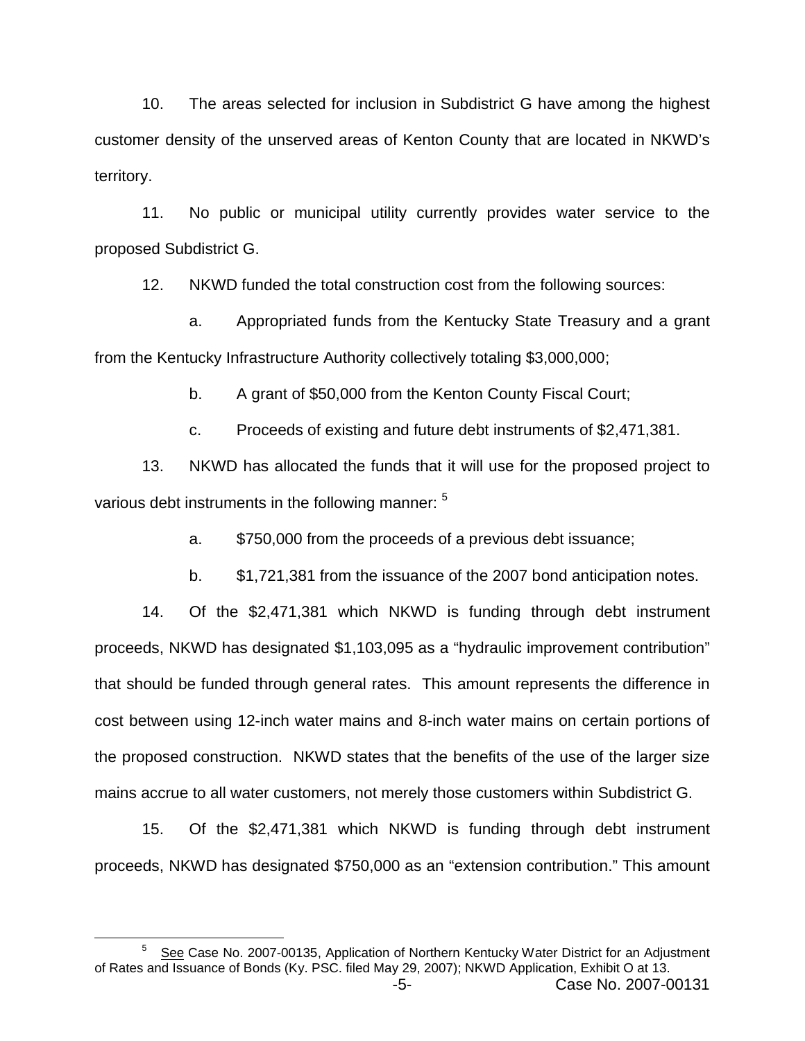10. The areas selected for inclusion in Subdistrict G have among the highest customer density of the unserved areas of Kenton County that are located in NKWD's territory.

11. No public or municipal utility currently provides water service to the proposed Subdistrict G.

12. NKWD funded the total construction cost from the following sources:

a. Appropriated funds from the Kentucky State Treasury and a grant from the Kentucky Infrastructure Authority collectively totaling $3,000,000;

b. A grant of $50,000 from the Kenton County Fiscal Court;

c. Proceeds of existing and future debt instruments of $2,471,381.

13. NKWD has allocated the funds that it will use for the proposed project to various debt instruments in the following manner: [5]

a. $750,000 from the proceeds of a previous debt issuance;

b. $1,721,381 from the issuance of the 2007 bond anticipation notes.

14. Of the $2,471,381 which NKWD is funding through debt instrument proceeds, NKWD has designated $1,103,095 as a "hydraulic improvement contribution" that should be funded through general rates. This amount represents the difference in cost between using 12-inch water mains and 8-inch water mains on certain portions of the proposed construction. NKWD states that the benefits of the use of the larger size mains accrue to all water customers, not merely those customers within Subdistrict G.

15. Of the $2,471,381 which NKWD is funding through debt instrument proceeds, NKWD has designated $750,000 as an "extension contribution." This amount

---

[5] See Case No. 2007-00135, Application of Northern Kentucky Water District for an Adjustment of Rates and Issuance of Bonds (Ky. PSC. filed May 29, 2007); NKWD Application, Exhibit O at 13.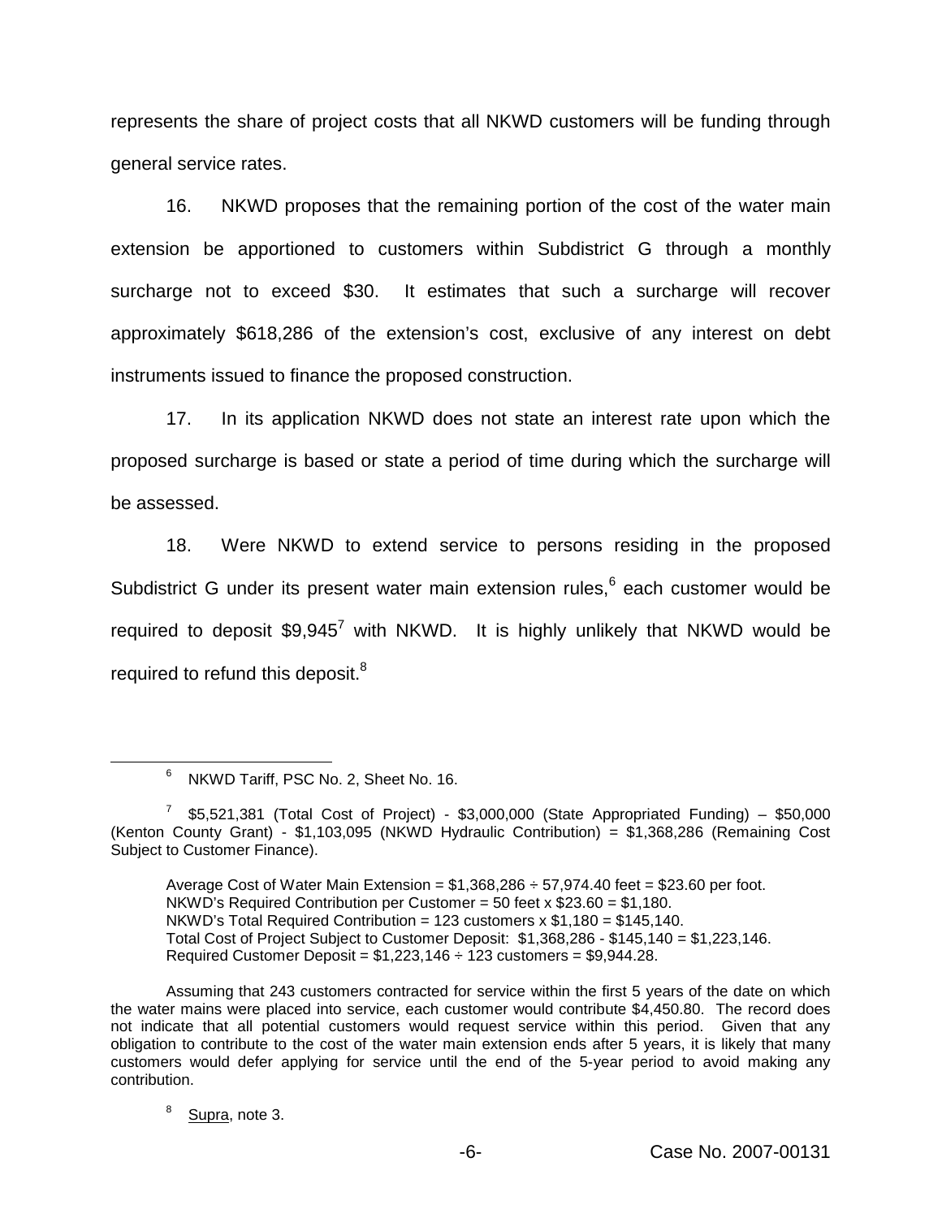represents the share of project costs that all NKWD customers will be funding through general service rates.

16. NKWD proposes that the remaining portion of the cost of the water main extension be apportioned to customers within Subdistrict G through a monthly surcharge not to exceed $30. It estimates that such a surcharge will recover approximately $618,286 of the extension's cost, exclusive of any interest on debt instruments issued to finance the proposed construction.

17. In its application NKWD does not state an interest rate upon which the proposed surcharge is based or state a period of time during which the surcharge will be assessed.

18. Were NKWD to extend service to persons residing in the proposed Subdistrict G under its present water main extension rules,[6] each customer would be required to deposit $9,945[7] with NKWD. It is highly unlikely that NKWD would be required to refund this deposit.[8]

---

[6] NKWD Tariff, PSC No. 2, Sheet No. 16.

[7] $5,521,381 (Total Cost of Project) - $3,000,000 (State Appropriated Funding) – $50,000 (Kenton County Grant) - $1,103,095 (NKWD Hydraulic Contribution) = $1,368,286 (Remaining Cost Subject to Customer Finance).

Average Cost of Water Main Extension = $1,368,286 ÷ 57,974.40 feet = $23.60 per foot.
NKWD's Required Contribution per Customer = 50 feet x $23.60 = $1,180.
NKWD's Total Required Contribution = 123 customers x $1,180 = $145,140.
Total Cost of Project Subject to Customer Deposit: $1,368,286 - $145,140 = $1,223,146.
Required Customer Deposit = $1,223,146 ÷ 123 customers = $9,944.28.

Assuming that 243 customers contracted for service within the first 5 years of the date on which the water mains were placed into service, each customer would contribute $4,450.80. The record does not indicate that all potential customers would request service within this period. Given that any obligation to contribute to the cost of the water main extension ends after 5 years, it is likely that many customers would defer applying for service until the end of the 5-year period to avoid making any contribution.

[8] Supra, note 3.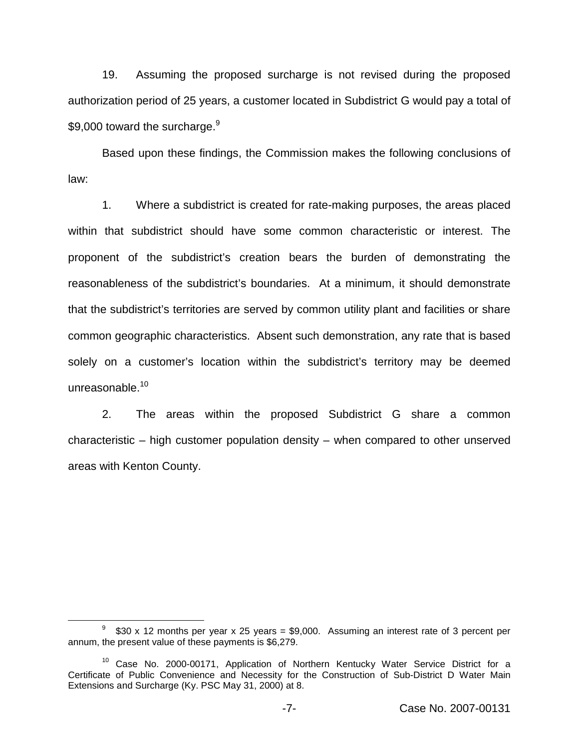19. Assuming the proposed surcharge is not revised during the proposed authorization period of 25 years, a customer located in Subdistrict G would pay a total of $9,000 toward the surcharge.[9]

Based upon these findings, the Commission makes the following conclusions of law:

1. Where a subdistrict is created for rate-making purposes, the areas placed within that subdistrict should have some common characteristic or interest. The proponent of the subdistrict's creation bears the burden of demonstrating the reasonableness of the subdistrict's boundaries. At a minimum, it should demonstrate that the subdistrict's territories are served by common utility plant and facilities or share common geographic characteristics. Absent such demonstration, any rate that is based solely on a customer's location within the subdistrict's territory may be deemed unreasonable.[10]

2. The areas within the proposed Subdistrict G share a common characteristic – high customer population density – when compared to other unserved areas with Kenton County.

---

[9] $30 x 12 months per year x 25 years = $9,000. Assuming an interest rate of 3 percent per annum, the present value of these payments is $6,279.

[10] Case No. 2000-00171, Application of Northern Kentucky Water Service District for a Certificate of Public Convenience and Necessity for the Construction of Sub-District D Water Main Extensions and Surcharge (Ky. PSC May 31, 2000) at 8.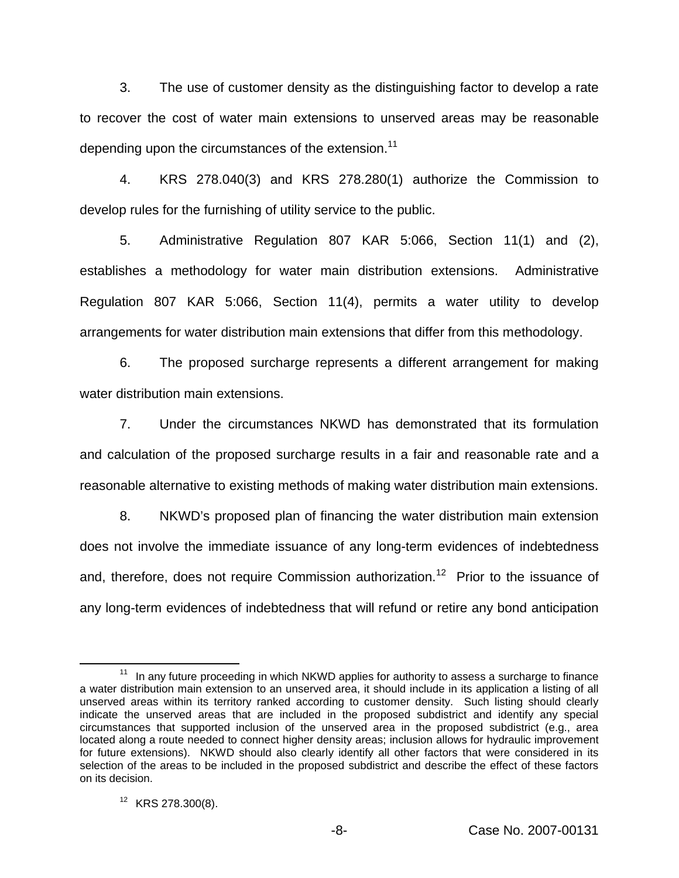3. The use of customer density as the distinguishing factor to develop a rate to recover the cost of water main extensions to unserved areas may be reasonable depending upon the circumstances of the extension.[11]

4. KRS 278.040(3) and KRS 278.280(1) authorize the Commission to develop rules for the furnishing of utility service to the public.

5. Administrative Regulation 807 KAR 5:066, Section 11(1) and (2), establishes a methodology for water main distribution extensions. Administrative Regulation 807 KAR 5:066, Section 11(4), permits a water utility to develop arrangements for water distribution main extensions that differ from this methodology.

6. The proposed surcharge represents a different arrangement for making water distribution main extensions.

7. Under the circumstances NKWD has demonstrated that its formulation and calculation of the proposed surcharge results in a fair and reasonable rate and a reasonable alternative to existing methods of making water distribution main extensions.

8. NKWD's proposed plan of financing the water distribution main extension does not involve the immediate issuance of any long-term evidences of indebtedness and, therefore, does not require Commission authorization.[12] Prior to the issuance of any long-term evidences of indebtedness that will refund or retire any bond anticipation

---

[11] In any future proceeding in which NKWD applies for authority to assess a surcharge to finance a water distribution main extension to an unserved area, it should include in its application a listing of all unserved areas within its territory ranked according to customer density. Such listing should clearly indicate the unserved areas that are included in the proposed subdistrict and identify any special circumstances that supported inclusion of the unserved area in the proposed subdistrict (e.g., area located along a route needed to connect higher density areas; inclusion allows for hydraulic improvement for future extensions). NKWD should also clearly identify all other factors that were considered in its selection of the areas to be included in the proposed subdistrict and describe the effect of these factors on its decision.

[12] KRS 278.300(8).

Case No. 2007-00131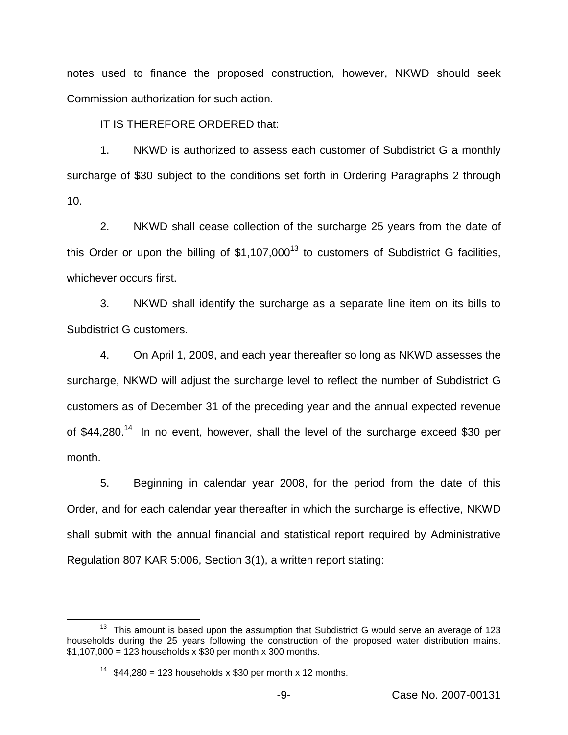notes used to finance the proposed construction, however, NKWD should seek Commission authorization for such action.

IT IS THEREFORE ORDERED that:

1. NKWD is authorized to assess each customer of Subdistrict G a monthly surcharge of $30 subject to the conditions set forth in Ordering Paragraphs 2 through 10.

2. NKWD shall cease collection of the surcharge 25 years from the date of this Order or upon the billing of $1,107,000[13] to customers of Subdistrict G facilities, whichever occurs first.

3. NKWD shall identify the surcharge as a separate line item on its bills to Subdistrict G customers.

4. On April 1, 2009, and each year thereafter so long as NKWD assesses the surcharge, NKWD will adjust the surcharge level to reflect the number of Subdistrict G customers as of December 31 of the preceding year and the annual expected revenue of $44,280.[14] In no event, however, shall the level of the surcharge exceed $30 per month.

5. Beginning in calendar year 2008, for the period from the date of this Order, and for each calendar year thereafter in which the surcharge is effective, NKWD shall submit with the annual financial and statistical report required by Administrative Regulation 807 KAR 5:006, Section 3(1), a written report stating:

---

[13] This amount is based upon the assumption that Subdistrict G would serve an average of 123 households during the 25 years following the construction of the proposed water distribution mains. $1,107,000 = 123 households x $30 per month x 300 months.

[14] $44,280 = 123 households x $30 per month x 12 months.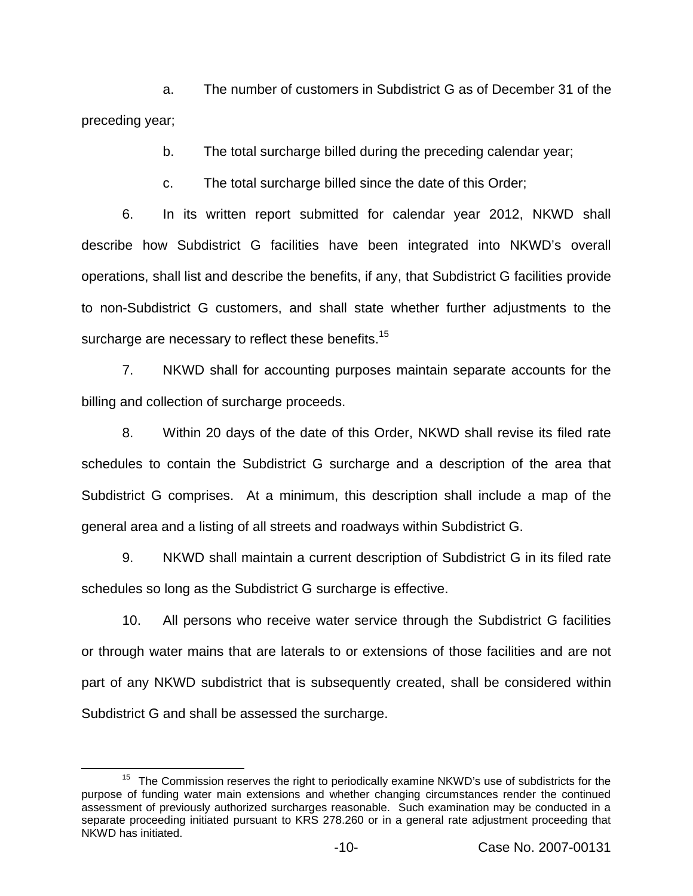a. The number of customers in Subdistrict G as of December 31 of the preceding year;

b. The total surcharge billed during the preceding calendar year;

c. The total surcharge billed since the date of this Order;

6. In its written report submitted for calendar year 2012, NKWD shall describe how Subdistrict G facilities have been integrated into NKWD's overall operations, shall list and describe the benefits, if any, that Subdistrict G facilities provide to non-Subdistrict G customers, and shall state whether further adjustments to the surcharge are necessary to reflect these benefits.[15]

7. NKWD shall for accounting purposes maintain separate accounts for the billing and collection of surcharge proceeds.

8. Within 20 days of the date of this Order, NKWD shall revise its filed rate schedules to contain the Subdistrict G surcharge and a description of the area that Subdistrict G comprises. At a minimum, this description shall include a map of the general area and a listing of all streets and roadways within Subdistrict G.

9. NKWD shall maintain a current description of Subdistrict G in its filed rate schedules so long as the Subdistrict G surcharge is effective.

10. All persons who receive water service through the Subdistrict G facilities or through water mains that are laterals to or extensions of those facilities and are not part of any NKWD subdistrict that is subsequently created, shall be considered within Subdistrict G and shall be assessed the surcharge.

---

[15] The Commission reserves the right to periodically examine NKWD's use of subdistricts for the purpose of funding water main extensions and whether changing circumstances render the continued assessment of previously authorized surcharges reasonable. Such examination may be conducted in a separate proceeding initiated pursuant to KRS 278.260 or in a general rate adjustment proceeding that NKWD has initiated.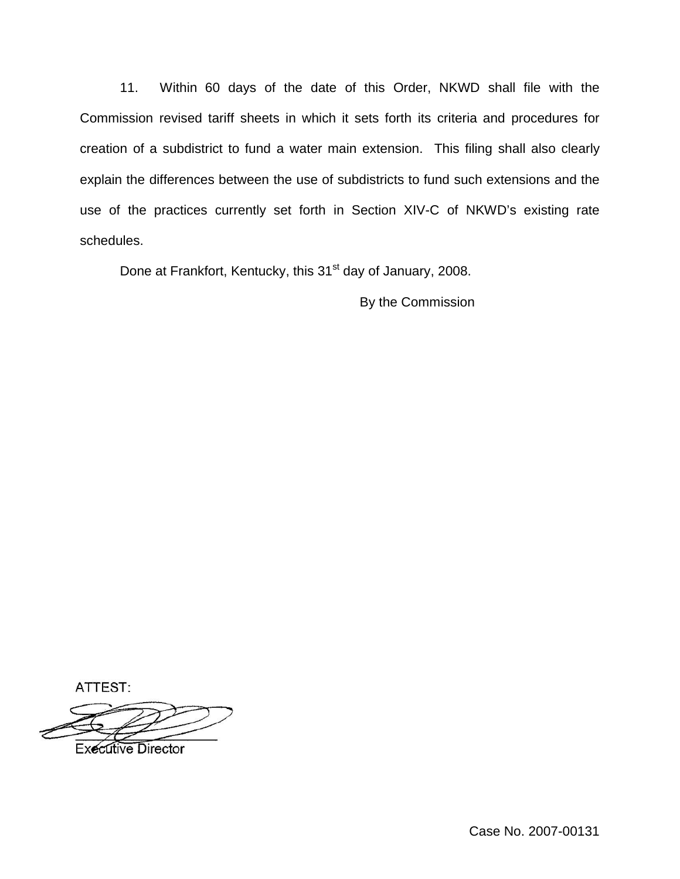11. Within 60 days of the date of this Order, NKWD shall file with the Commission revised tariff sheets in which it sets forth its criteria and procedures for creation of a subdistrict to fund a water main extension. This filing shall also clearly explain the differences between the use of subdistricts to fund such extensions and the use of the practices currently set forth in Section XIV-C of NKWD's existing rate schedules.

Done at Frankfort, Kentucky, this 31st day of January, 2008.

By the Commission

ATTEST:

Executive Director

Case No. 2007-00131